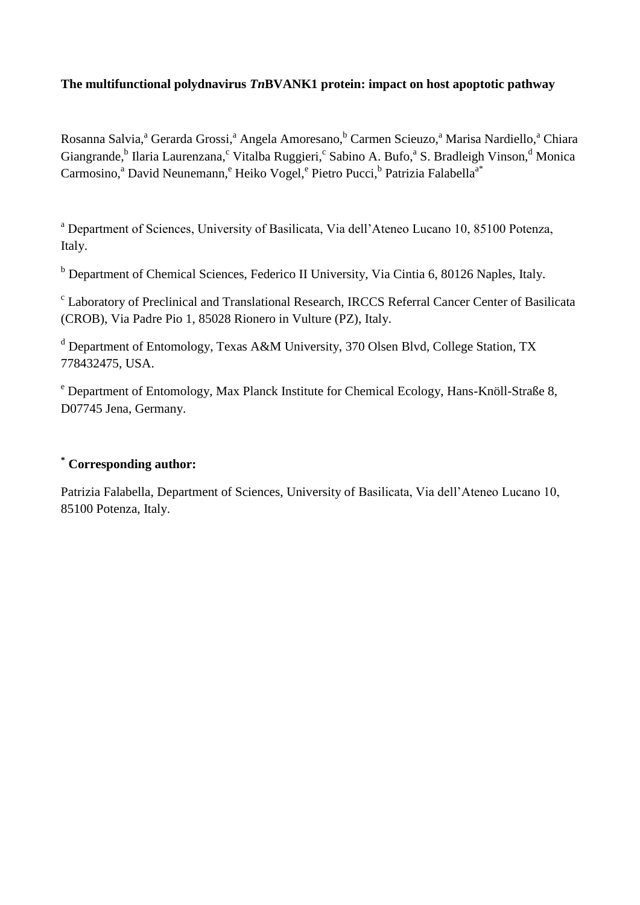**The multifunctional polydnavirus *Tn*BVANK1 protein: impact on host apoptotic pathway**

Rosanna Salvia,[a] Gerarda Grossi,[a] Angela Amoresano,[b] Carmen Scieuzo,[a] Marisa Nardiello,[a] Chiara Giangrande,[b] Ilaria Laurenzana,[c] Vitalba Ruggieri,[c] Sabino A. Bufo,[a] S. Bradleigh Vinson,[d] Monica Carmosino,[a] David Neunemann,[e] Heiko Vogel,[e] Pietro Pucci,[b] Patrizia Falabella[a*]

[a] Department of Sciences, University of Basilicata, Via dell'Ateneo Lucano 10, 85100 Potenza, Italy.

[b] Department of Chemical Sciences, Federico II University, Via Cintia 6, 80126 Naples, Italy.

[c] Laboratory of Preclinical and Translational Research, IRCCS Referral Cancer Center of Basilicata (CROB), Via Padre Pio 1, 85028 Rionero in Vulture (PZ), Italy.

[d] Department of Entomology, Texas A&M University, 370 Olsen Blvd, College Station, TX 778432475, USA.

[e] Department of Entomology, Max Planck Institute for Chemical Ecology, Hans-Knöll-Straße 8, D07745 Jena, Germany.

**[*] Corresponding author:**

Patrizia Falabella, Department of Sciences, University of Basilicata, Via dell'Ateneo Lucano 10, 85100 Potenza, Italy.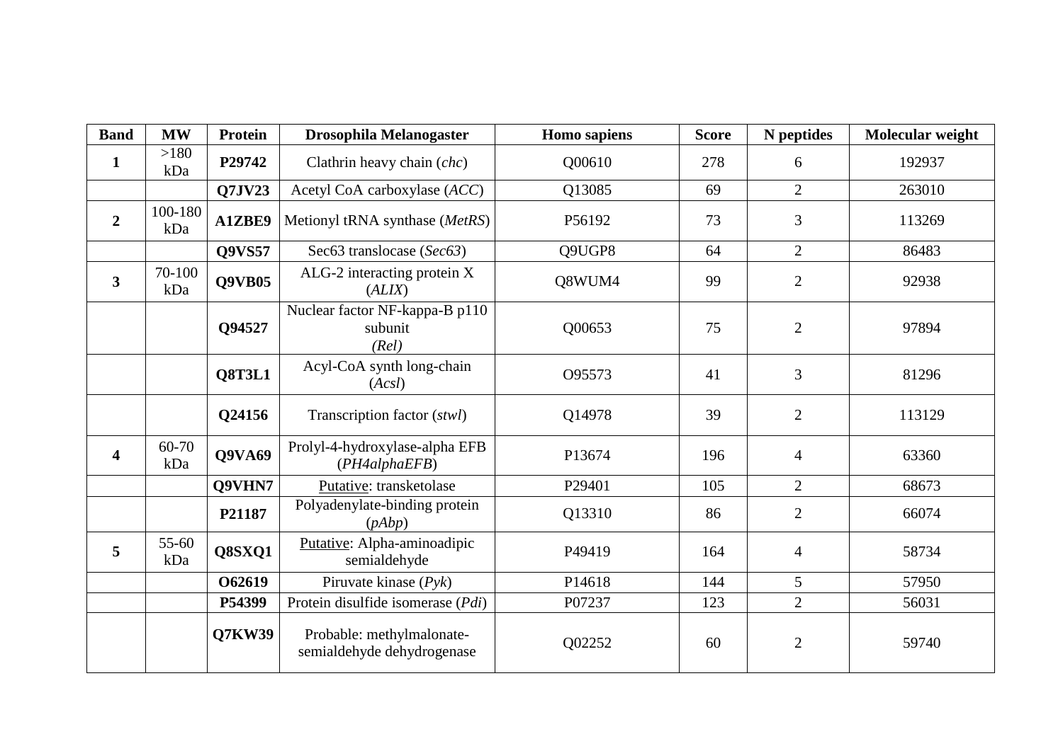| Band | MW | Protein | Drosophila Melanogaster | Homo sapiens | Score | N peptides | Molecular weight |
|---|---|---|---|---|---|---|---|
| **1** | >180 kDa | **P29742** | Clathrin heavy chain (*chc*) | Q00610 | 278 | 6 | 192937 |
| | | **Q7JV23** | Acetyl CoA carboxylase (*ACC*) | Q13085 | 69 | 2 | 263010 |
| **2** | 100-180 kDa | **A1ZBE9** | Metionyl tRNA synthase (*MetRS*) | P56192 | 73 | 3 | 113269 |
| | | **Q9VS57** | Sec63 translocase (*Sec63*) | Q9UGP8 | 64 | 2 | 86483 |
| **3** | 70-100 kDa | **Q9VB05** | ALG-2 interacting protein X (*ALIX*) | Q8WUM4 | 99 | 2 | 92938 |
| | | **Q94527** | Nuclear factor NF-kappa-B p110 subunit *(Rel)* | Q00653 | 75 | 2 | 97894 |
| | | **Q8T3L1** | Acyl-CoA synth long-chain (*Acsl*) | O95573 | 41 | 3 | 81296 |
| | | **Q24156** | Transcription factor (*stwl*) | Q14978 | 39 | 2 | 113129 |
| **4** | 60-70 kDa | **Q9VA69** | Prolyl-4-hydroxylase-alpha EFB (*PH4alphaEFB*) | P13674 | 196 | 4 | 63360 |
| | | **Q9VHN7** | Putative: transketolase | P29401 | 105 | 2 | 68673 |
| | | **P21187** | Polyadenylate-binding protein (*pAbp*) | Q13310 | 86 | 2 | 66074 |
| **5** | 55-60 kDa | **Q8SXQ1** | Putative: Alpha-aminoadipic semialdehyde | P49419 | 164 | 4 | 58734 |
| | | **O62619** | Piruvate kinase (*Pyk*) | P14618 | 144 | 5 | 57950 |
| | | **P54399** | Protein disulfide isomerase (*Pdi*) | P07237 | 123 | 2 | 56031 |
| | | **Q7KW39** | Probable: methylmalonate-semialdehyde dehydrogenase | Q02252 | 60 | 2 | 59740 |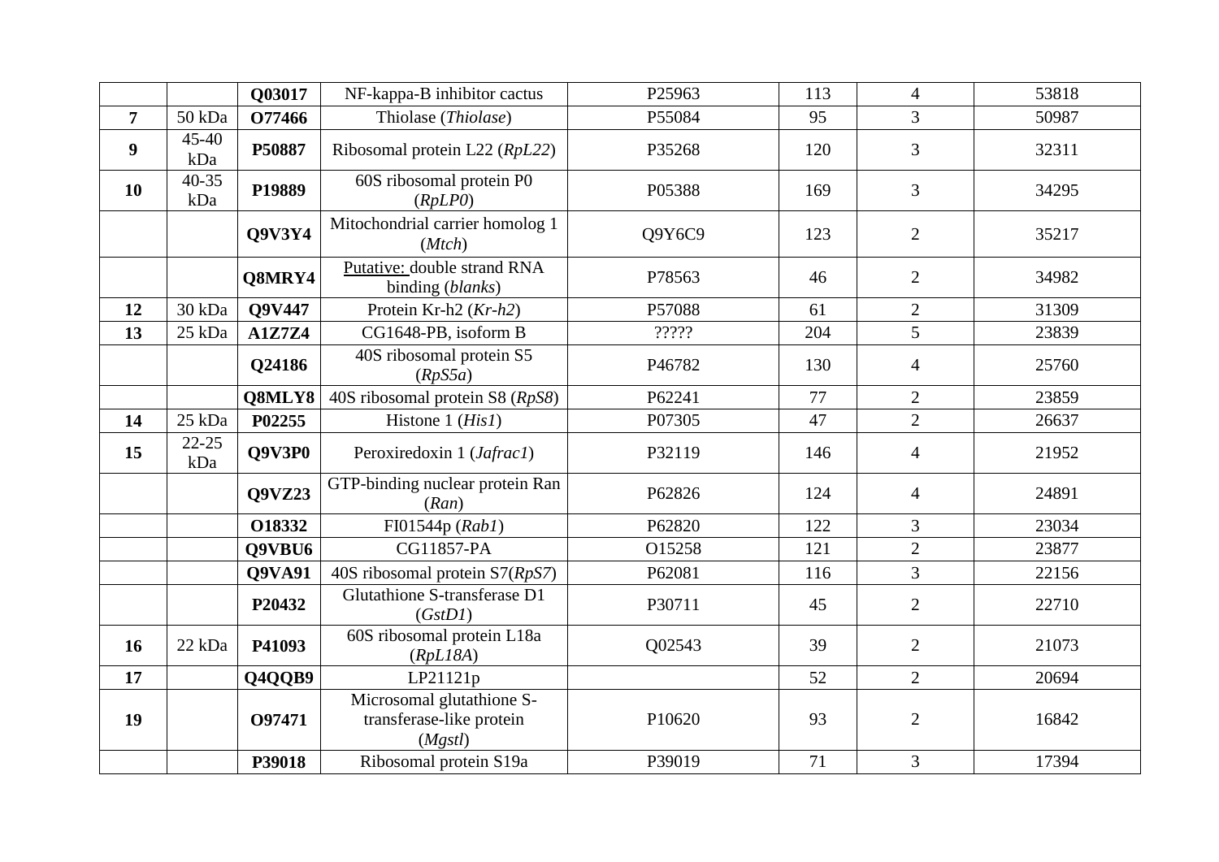| | | | | | | | |
|---|---|---|---|---|---|---|---|
| | | **Q03017** | NF-kappa-B inhibitor cactus | P25963 | 113 | 4 | 53818 |
| **7** | 50 kDa | **O77466** | Thiolase (*Thiolase*) | P55084 | 95 | 3 | 50987 |
| **9** | 45-40 kDa | **P50887** | Ribosomal protein L22 (*RpL22*) | P35268 | 120 | 3 | 32311 |
| **10** | 40-35 kDa | **P19889** | 60S ribosomal protein P0 (*RpLP0*) | P05388 | 169 | 3 | 34295 |
| | | **Q9V3Y4** | Mitochondrial carrier homolog 1 (*Mtch*) | Q9Y6C9 | 123 | 2 | 35217 |
| | | **Q8MRY4** | <u>Putative:</u> double strand RNA binding (*blanks*) | P78563 | 46 | 2 | 34982 |
| **12** | 30 kDa | **Q9V447** | Protein Kr-h2 (*Kr-h2*) | P57088 | 61 | 2 | 31309 |
| **13** | 25 kDa | **A1Z7Z4** | CG1648-PB, isoform B | ????? | 204 | 5 | 23839 |
| | | **Q24186** | 40S ribosomal protein S5 (*RpS5a*) | P46782 | 130 | 4 | 25760 |
| | | **Q8MLY8** | 40S ribosomal protein S8 (*RpS8*) | P62241 | 77 | 2 | 23859 |
| **14** | 25 kDa | **P02255** | Histone 1 (*His1*) | P07305 | 47 | 2 | 26637 |
| **15** | 22-25 kDa | **Q9V3P0** | Peroxiredoxin 1 (*Jafrac1*) | P32119 | 146 | 4 | 21952 |
| | | **Q9VZ23** | GTP-binding nuclear protein Ran (*Ran*) | P62826 | 124 | 4 | 24891 |
| | | **O18332** | FI01544p (*Rab1*) | P62820 | 122 | 3 | 23034 |
| | | **Q9VBU6** | CG11857-PA | O15258 | 121 | 2 | 23877 |
| | | **Q9VA91** | 40S ribosomal protein S7(*RpS7*) | P62081 | 116 | 3 | 22156 |
| | | **P20432** | Glutathione S-transferase D1 (*GstD1*) | P30711 | 45 | 2 | 22710 |
| **16** | 22 kDa | **P41093** | 60S ribosomal protein L18a (*RpL18A*) | Q02543 | 39 | 2 | 21073 |
| **17** | | **Q4QQB9** | LP21121p | | 52 | 2 | 20694 |
| **19** | | **O97471** | Microsomal glutathione S-transferase-like protein (*Mgstl*) | P10620 | 93 | 2 | 16842 |
| | | **P39018** | Ribosomal protein S19a | P39019 | 71 | 3 | 17394 |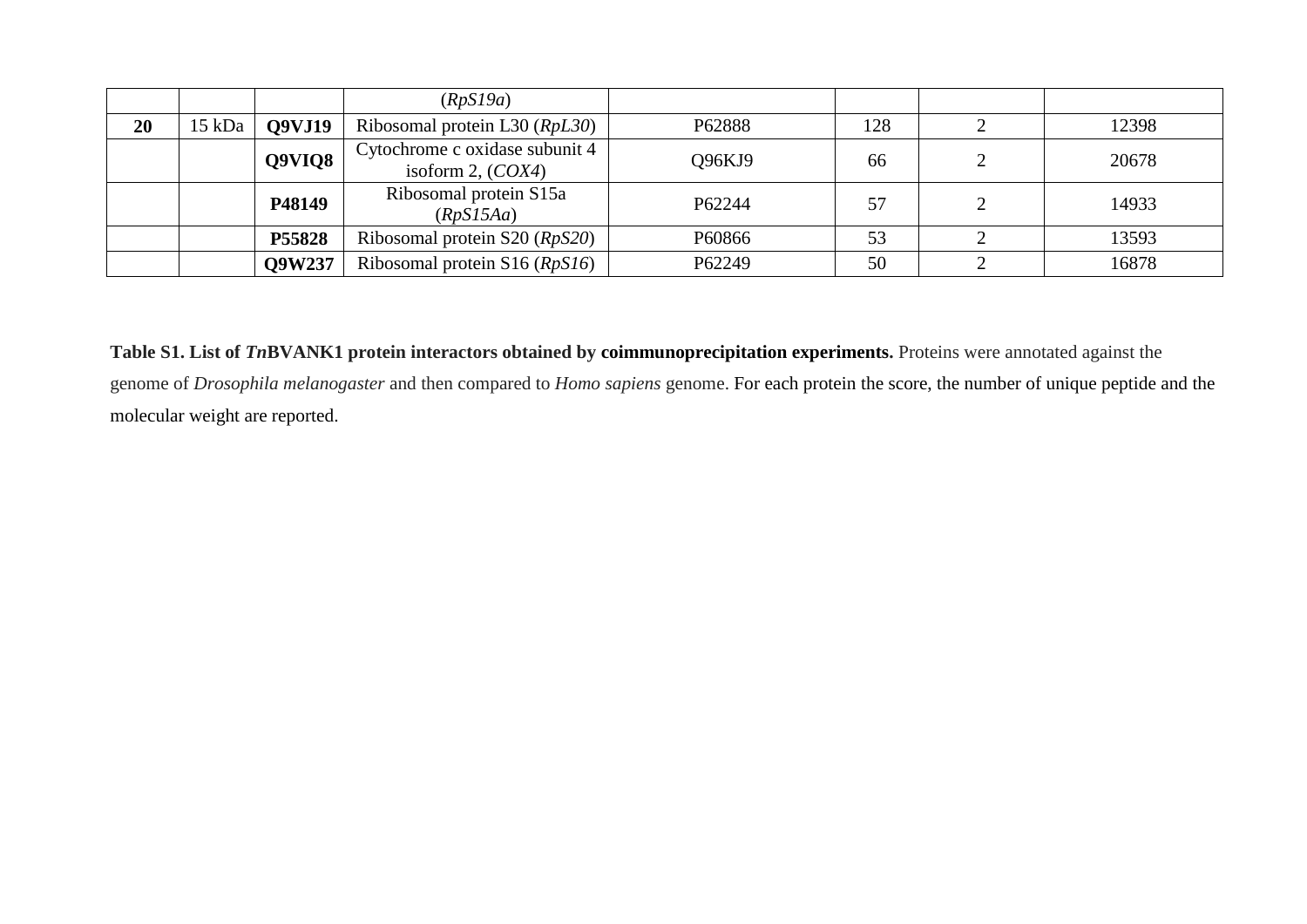| | | | (*RpS19a*) | | | | |
|---|---|---|---|---|---|---|---|
| **20** | 15 kDa | **Q9VJ19** | Ribosomal protein L30 (*RpL30*) | P62888 | 128 | 2 | 12398 |
| | | **Q9VIQ8** | Cytochrome c oxidase subunit 4 isoform 2, (*COX4*) | Q96KJ9 | 66 | 2 | 20678 |
| | | **P48149** | Ribosomal protein S15a (*RpS15Aa*) | P62244 | 57 | 2 | 14933 |
| | | **P55828** | Ribosomal protein S20 (*RpS20*) | P60866 | 53 | 2 | 13593 |
| | | **Q9W237** | Ribosomal protein S16 (*RpS16*) | P62249 | 50 | 2 | 16878 |

**Table S1. List of *Tn*BVANK1 protein interactors obtained by coimmunoprecipitation experiments.** Proteins were annotated against the genome of *Drosophila melanogaster* and then compared to *Homo sapiens* genome. For each protein the score, the number of unique peptide and the molecular weight are reported.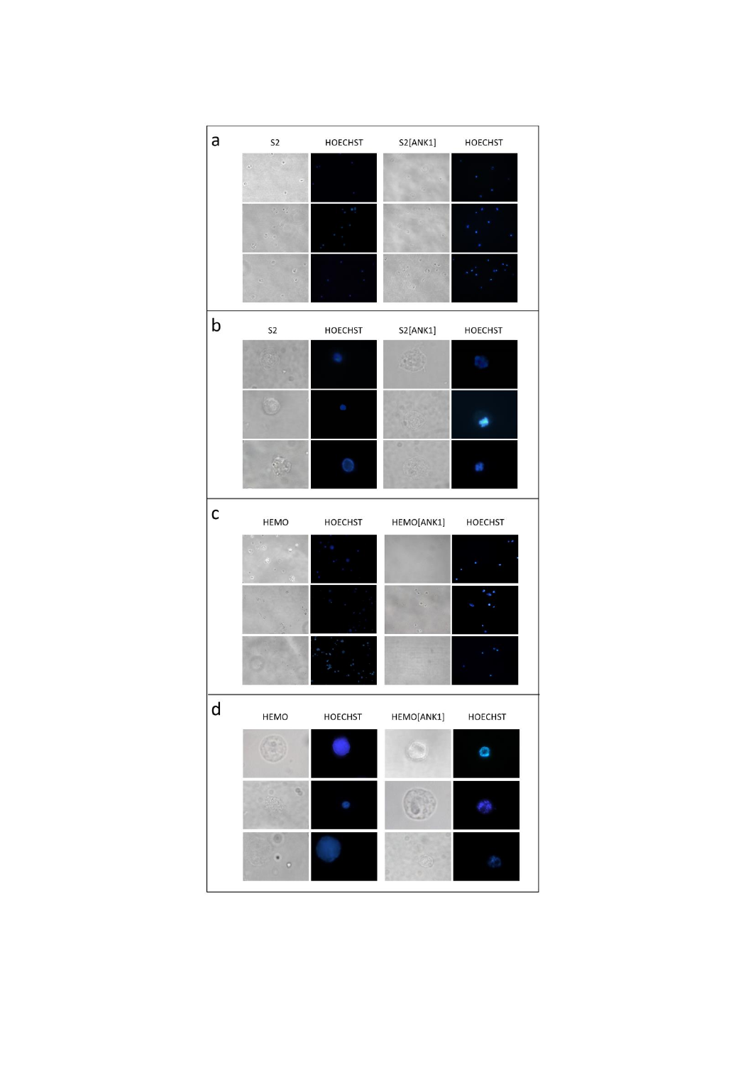a

| S2 | HOECHST | S2[ANK1] | HOECHST |
| --- | --- | --- | --- |

b

| S2 | HOECHST | S2[ANK1] | HOECHST |
| --- | --- | --- | --- |

c

| HEMO | HOECHST | HEMO[ANK1] | HOECHST |
| --- | --- | --- | --- |

d

| HEMO | HOECHST | HEMO[ANK1] | HOECHST |
| --- | --- | --- | --- |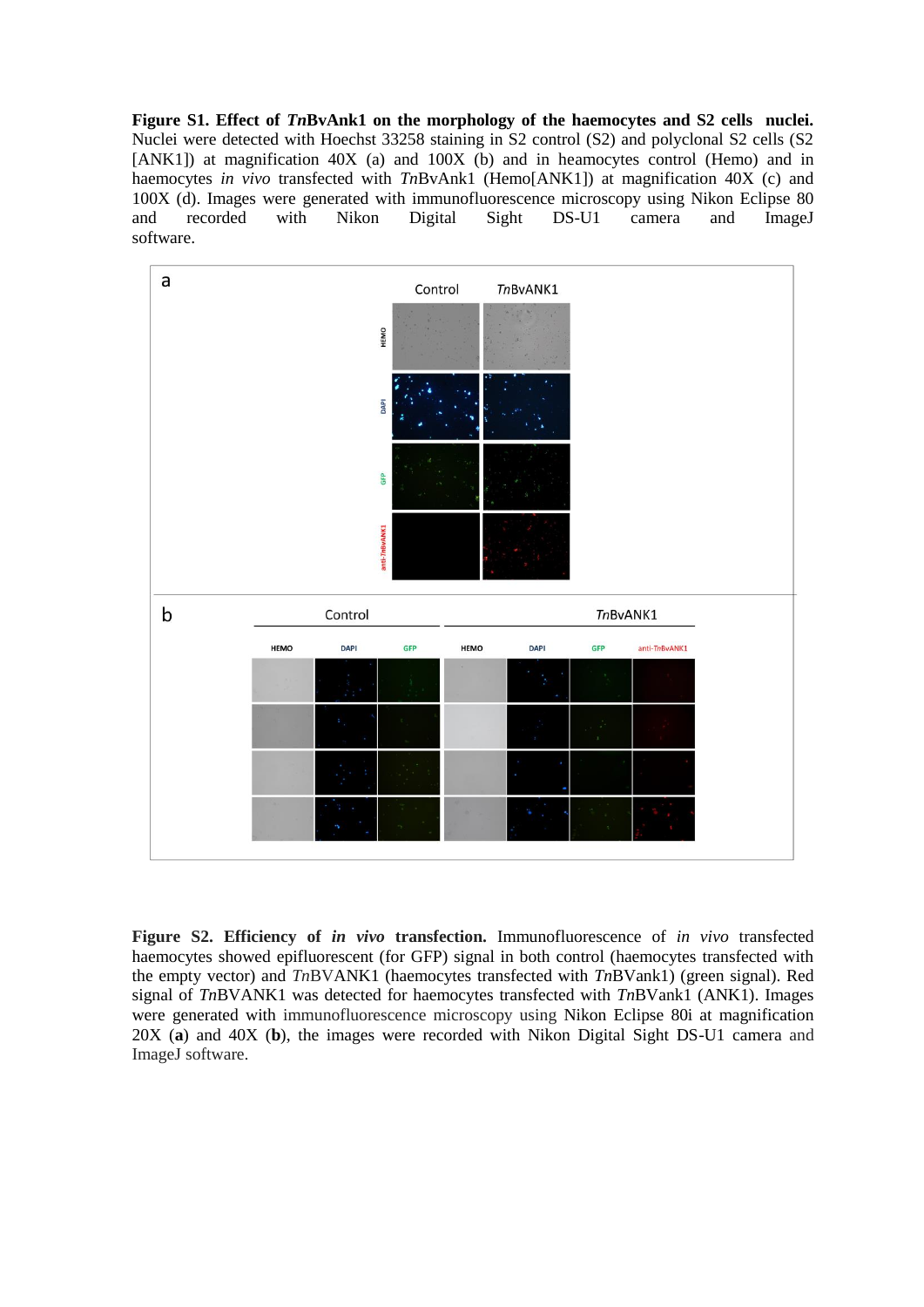**Figure S1. Effect of *Tn*BvAnk1 on the morphology of the haemocytes and S2 cells nuclei.** Nuclei were detected with Hoechst 33258 staining in S2 control (S2) and polyclonal S2 cells (S2 [ANK1]) at magnification 40X (a) and 100X (b) and in heamocytes control (Hemo) and in haemocytes *in vivo* transfected with *Tn*BvAnk1 (Hemo[ANK1]) at magnification 40X (c) and 100X (d). Images were generated with immunofluorescence microscopy using Nikon Eclipse 80 and recorded with Nikon Digital Sight DS-U1 camera and ImageJ software.

**Figure S2. Efficiency of *in vivo* transfection.** Immunofluorescence of *in vivo* transfected haemocytes showed epifluorescent (for GFP) signal in both control (haemocytes transfected with the empty vector) and *Tn*BVANK1 (haemocytes transfected with *Tn*BVank1) (green signal). Red signal of *Tn*BVANK1 was detected for haemocytes transfected with *Tn*BVank1 (ANK1). Images were generated with immunofluorescence microscopy using Nikon Eclipse 80i at magnification 20X (**a**) and 40X (**b**), the images were recorded with Nikon Digital Sight DS-U1 camera and ImageJ software.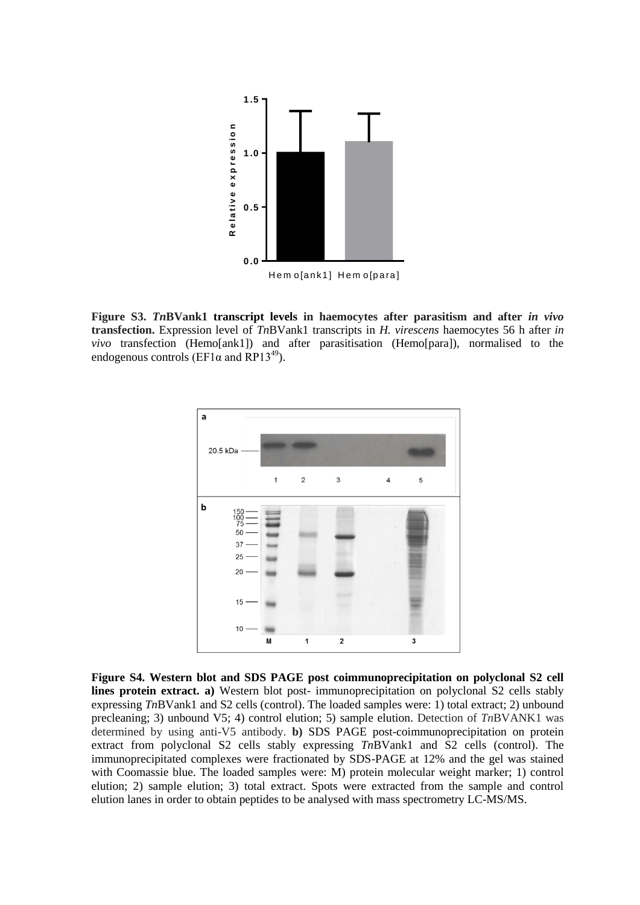**Figure S3. *Tn*BVank1 transcript levels in haemocytes after parasitism and after *in vivo* transfection.** Expression level of *Tn*BVank1 transcripts in *H. virescens* haemocytes 56 h after *in vivo* transfection (Hemo[ank1]) and after parasitisation (Hemo[para]), normalised to the endogenous controls (EF1α and RP13[49]).

**Figure S4. Western blot and SDS PAGE post coimmunoprecipitation on polyclonal S2 cell lines protein extract. a)** Western blot post- immunoprecipitation on polyclonal S2 cells stably expressing *Tn*BVank1 and S2 cells (control). The loaded samples were: 1) total extract; 2) unbound precleaning; 3) unbound V5; 4) control elution; 5) sample elution. Detection of *Tn*BVANK1 was determined by using anti-V5 antibody. **b)** SDS PAGE post-coimmunoprecipitation on protein extract from polyclonal S2 cells stably expressing *Tn*BVank1 and S2 cells (control). The immunoprecipitated complexes were fractionated by SDS-PAGE at 12% and the gel was stained with Coomassie blue. The loaded samples were: M) protein molecular weight marker; 1) control elution; 2) sample elution; 3) total extract. Spots were extracted from the sample and control elution lanes in order to obtain peptides to be analysed with mass spectrometry LC-MS/MS.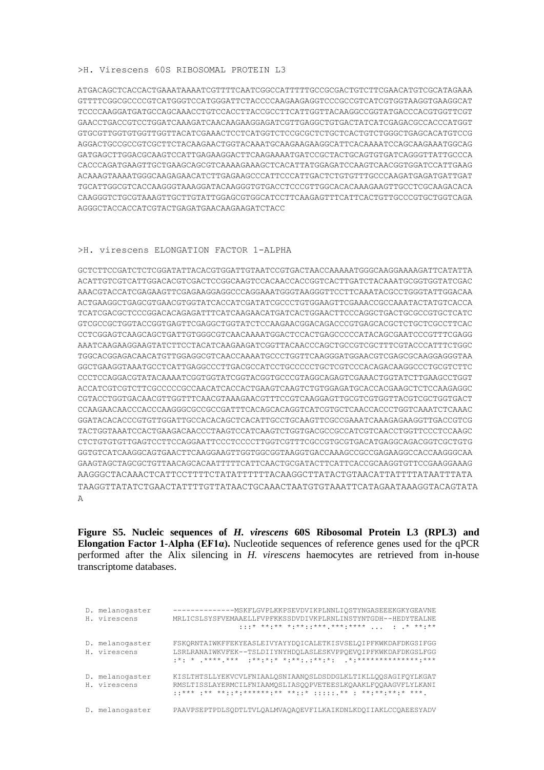>H. Virescens 60S RIBOSOMAL PROTEIN L3

```
ATGACAGCTCACCACTGAAATAAAATCGTTTTCAATCGGCCATTTTTGCCGCGACTGTCTTCGAACATGTCGCATAGAAA
GTTTTCGGCGCCCCGTCATGGGTCCATGGGATTCTACCCCAAGAAGAGGTCCCGCCGTCATCGTGGTAAGGTGAAGGCAT
TCCCCAAGGATGATGCCAGCAAACCTGTCCACCTTACCGCCTTCATTGGTTACAAGGCCGGTATGACCCACGTGGTTCGT
GAACCTGACCGTCCTGGATCAAAGATCAACAAGAAGGAGATCGTTGAGGCTGTGACTATCATCGAGACGCCACCCATGGT
GTGCGTTGGTGTGGTTGGTTACATCGAAACTCCTCATGGTCTCCGCGCTCTGCTCACTGTCTGGGCTGAGCACATGTCCG
AGGACTGCCGCCGTCGCTTCTACAAGAACTGGTACAAATGCAAGAAGAAGGCATTCACAAAATCCAGCAAGAAATGGCAG
GATGAGCTTGGACGCAAGTCCATTGAGAAGGACTTCAAGAAAATGATCCGCTACTGCAGTGTGATCAGGGTTATTGCCCA
CACCCAGATGAAGTTGCTGAAGCAGCGTCAAAAGAAAGCTCACATTATGGAGATCCAAGTCAACGGTGGATCCATTGAAG
ACAAAGTAAAATGGGCAAGAGAACATCTTGAGAAGCCCATTCCCATTGACTCTGTGTTTGCCCAAGATGAGATGATTGAT
TGCATTGGCGTCACCAAGGGTAAAGGATACAAGGGTGTGACCTCCCGTTGGCACACAAAGAAGTTGCCTCGCAAGACACA
CAAGGGTCTGCGTAAAGTTGCTTGTATTGGAGCGTGGCATCCTTCAAGAGTTTCATTCACTGTTGCCCGTGCTGGTCAGA
AGGGCTACCACCATCGTACTGAGATGAACAAGAAGATCTACC
```

>H. virescens ELONGATION FACTOR 1-ALPHA

```
GCTCTTCCGATCTCTCGGATATTACACGTGGATTGTAATCCGTGACTAACCAAAAATGGGCAAGGAAAAGATTCATATTA
ACATTGTCGTCATTGGACACGTCGACTCCGGCAAGTCCACAACCACCGGTCACTTGATCTACAAATGCGGTGGTATCGAC
AAACGTACCATCGAGAAGTTCGAGAAGGAGGCCCAGGAAATGGGTAAGGGTTCCTTCAAATACGCCTGGGTATTGGACAA
ACTGAAGGCTGAGCGTGAACGTGGTATCACCATCGATATCGCCCTGTGGAAGTTCGAAACCGCCAAATACTATGTCACCA
TCATCGACGCTCCCGGACACAGAGATTTCATCAAGAACATGATCACTGGAACTTCCCAGGCTGACTGCGCCGTGCTCATC
GTCGCCGCTGGTACCGGTGAGTTCGAGGCTGGTATCTCCAAGAACGGACAGACCCGTGAGCACGCTCTGCTCGCCTTCAC
CCTCGGAGTCAAGCAGCTGATTGTGGGCGTCAACAAAATGGACTCCACTGAGCCCCCATACAGCGAATCCCGTTTCGAGG
AAATCAAGAAGGAAGTATCTTCCTACATCAAGAAGATCGGTTACAACCCAGCTGCCGTCGCTTTCGTACCCATTTCTGGC
TGGCACGGAGACAACATGTTGGAGGCGTCAACCAAAATGCCCTGGTTCAAGGGATGGAACGTCGAGCGCAAGGAGGGTAA
GGCTGAAGGTAAATGCCTCATTGAGGCCCTTGACGCCATCCTGCCCCCTGCTCGTCCCACAGACAAGGCCCTGCGTCTTC
CCCTCCAGGACGTATACAAAATCGGTGGTATCGGTACGGTGCCCGTAGGCAGAGTCGAAACTGGTATCTTGAAGCCTGGT
ACCATCGTCGTCTTCGCCCCCGCCAACATCACCACTGAAGTCAAGTCTGTGGAGATGCACCACGAAGCTCTCCAAGAGGC
CGTACCTGGTGACAACGTTGGTTTCAACGTAAAGAACGTTTCCGTCAAGGAGTTGCGTCGTGGTTACGTCGCTGGTGACT
CCAAGAACAACCCACCCAAGGGCGCCGCCGATTTCACAGCACAGGTCATCGTGCTCAACCACCCTGGTCAAATCTCAAAC
GGATACACACCCGTGTTGGATTGCCACACAGCTCACATTGCCTGCAAGTTCGCCGAAATCAAAGAGAAGGTTGACCGTCG
TACTGGTAAATCCACTGAAGACAACCCTAAGTCCATCAAGTCTGGTGACGCCGCCATCGTCAACCTGGTTCCCTCCAAGC
CTCTGTGTGTTGAGTCCTTCCAGGAATTCCCTCCCCTTGGTCGTTTCGCCGTGCGTGACATGAGGCAGACGGTCGCTGTG
GGTGTCATCAAGGCAGTGAACTTCAAGGAAGTTGGTGGCGGTAAGGTGACCAAAGCCGCCGAGAAGGCCACCAAGGGCAA
GAAGTAGCTAGCGCTGTTAACAGCACAATTTTTCATTCAACTGCGATACTTCATTCACCGCAAGGTGTTCCGAAGGAAAG
AAGGGCTACAAACTCATTCCTTTTCTATATTTTTTACAAGGCTTATACTGTAACATTATTTTATAATTTATA
TAAGGTTATATCTGAACTATTTTGTTATAACTGCAAACTAATGTGTAAATTCATAGAATAAAGGTACAGTATA
A
```

**Figure S5. Nucleic sequences of *H. virescens* 60S Ribosomal Protein L3 (RPL3) and Elongation Factor 1-Alpha (EF1α).** Nucleotide sequences of reference genes used for the qPCR performed after the Alix silencing in *H. virescens* haemocytes are retrieved from in-house transcriptome databases.

```
D. melanogaster     --------------MSKFLGVPLKKPSEVDVIKPLNNLIQSTYNGASEEEKGKYGEAVNE
H. virescens        MRLICSLSYSFVEMAAELLFVPFKKSSDVDIVKPLRNLINSTYNTGDH--HEDYTEALNE
                                  :::* **:** *:**::***.***:****  ...  : .* **:**

D. melanogaster     FSKQRNTAIWKFFEKYEASLEIVYAYYDQICALETKISVSELQIPFKWKDAFDKGSIFGG
H. virescens        LSRLRANAIWKVFEK--TSLDIIYNYHDQLASLESKVPPQEVQIPFKWKDAFDKGSLFGG
                    :*: * .****.***  :**:*:* *:**:.:**:*:  .*:**************:***

D. melanogaster     KISLTHTSLLYEKVCVLFNIAALQSNIAANQSLDSDDGLKLTIKLLQQSAGIFQYLKGAT
H. virescens        RMSLTISSLAYERMCILFNIAAMQSLIASQQPVETEESLKQAAKLFQQAAGVFLYLKANI
                    ::*** :** **::*:******:** **::* :::::.** : **:**:**:* ***.

D. melanogaster     PAAVPSEPTPDLSQDTLTVLQALMVAQAQEVFILKAIKDNLKDQIIAKLCCQAEESYADV
```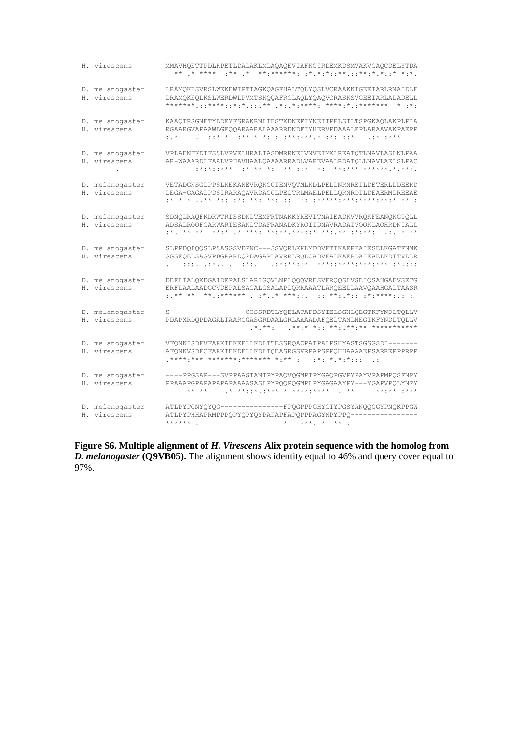```
H. virescens        MMAVHQETTPDLHPETLDALAKLMLAQAQEVIAFKCIRDEMKDSMVAKVCAQCDELYTDA
                      ** .* ****  :** .*  **:******: :*.*:*::**.::**:*.*.:* *:*.

D. melanogaster     LRAMQKESVRSLWEKEWIPTIAGKQAGFHALTQLYQSLVCRAAKKIGEEIARLRNAIDLF
H. virescens        LRAMQKEQLKSLWERDWLPVMTSKQQAFRGLAQLYQAQVCRASKSVGEEIARLALADELL
                    *******.::****::*:*.::.** .*:.*:****: ****:*.:*******  * :*:

D. melanogaster     KAAQTRSGNETYLDEYFSRAKRNLTESTKDNEFIYNEIIPELSTLTSPGKAQLAKPLPIA
H. virescens        RGAARGVAPAAWLGEQQARAARALAAARRDNDFIYHERVPDAAALEPLARAAVAKPAEPP
                    :.*    .  ::* *  :** * *: : :**:***.* :*: ::*    .:* :***

D. melanogaster     VPLAENFKDIFSSLVPVELHRALTASDMRRNEIVNVEIMKLREATQTLNAVLASLNLPAA
H. virescens        AR-WAAARDLFAALVPHAVHAALQAAAARRADLVAREVAALRDATQLLNAVLAELSLPAC
        .                :*:*::***  :* ** *:  ** ::*  *:  **:*** ******.*.***.

D. melanogaster     VETADGNSGLPPSLKEKANEVRQKGGIENVQTMLKDLPELLNRNREILDETERLLDEERD
H. virescens        LEGA-GAGALPDSIRARAQAVRDAGGLPELTRLMAELPELLQRNRDILDEAERMLREEAE
                    :* * * ..** *:: :*: **: **: ::  :: :*****:***:****:**:* ** :

D. melanogaster     SDNQLRAQFKDRWTRISSDKLTEMFRTNAKKYREVITNAIEADKVVRQKFEANQKGIQLL
H. virescens        ADSALRQQFGARWARTESAKLTDAFRANADKYRQIIDNAVRADAIVQQKLAQHRDNIALL
                    :*. ** **  **:* .* ***: **:**.***::* **:.** :*:**:  .:. * **

D. melanogaster     SLPPDQIQQSLPSASGSVDPNC---SSVQRLKKLMDDVETIKAEREAIESELKGATFNMK
H. virescens        GGSEQELSAGVPDGPARDQPDAGAPDAVRRLRQLCADVEALKAERDAIEAELKDTTVDLR
                    .   :::. .:*.. .  :*:.   .:*:**::*  ***::****:***:*** :*.:::

D. melanogaster     DEFLIALQKDGAIDEPALSLARIGQVLNPLQQQVRESVERQQSLVSEIQSAHGAFVSETG
H. virescens        ERFLAALAADGCVDEPALSAGALGSALAPLQRRAAATLARQEELLAAVQAAHGALTAASR
                    :.** **  **.:****** . :*..* ***::.  :: **:.*:: :*:****:.: :

D. melanogaster     S------------------CGSSRDTLYQELATAFDSYIELSGNLQEGTKFYNDLTQLLV
H. virescens        PDAPXRDQPDAGALTAARGGASGRDAALGRLAAAADAFQELTANLNEGIKFYNDLTQLLV
                                       .*.**:    .**:* *:: **:.**:** ***********

D. melanogaster     VFQNKISDFVFARKTEKEELLKDLTTESSRQACPATPALPSHYASTSGSGSDI-------
H. virescens        AFQNKVSDFCFARKTEKDELLKDLTQEASRGSVRPAPSPPQHHAAAAEPSARREPPPRPP
                    .****:*** *******:******* *:** :    :*: *.*:*:::  .:

D. melanogaster     ----PPGSAP---SVPPAASTANIPYPAQVQGMPIPYGAQPGVPYPAYVPAPMPQSFNPY
H. virescens        PPAAAPGPAPAPAPAPAAAAASASLPYPQQPQGMPLPYGAGAAYPY---YGAPVPQLYNPY
                        ** **    .* **::*.:*** * ****:****  . **     **:** :***

D. melanogaster     ATLPYPGNYQYQG---------------FPQGPPPGHYGTYPGSYANQQGGYPNQKPPGW
H. virescens        ATLPYPHHAPRMPPPQPYQPYQYPAPAPFAPQPPPAGYNPYPPQ----------------
                    ******  .                   *   ***. *  ** .
```

**Figure S6. Multiple alignment of *H. Virescens* Alix protein sequence with the homolog from *D. melanogaster* (Q9VB05).** The alignment shows identity equal to 46% and query cover equal to 97%.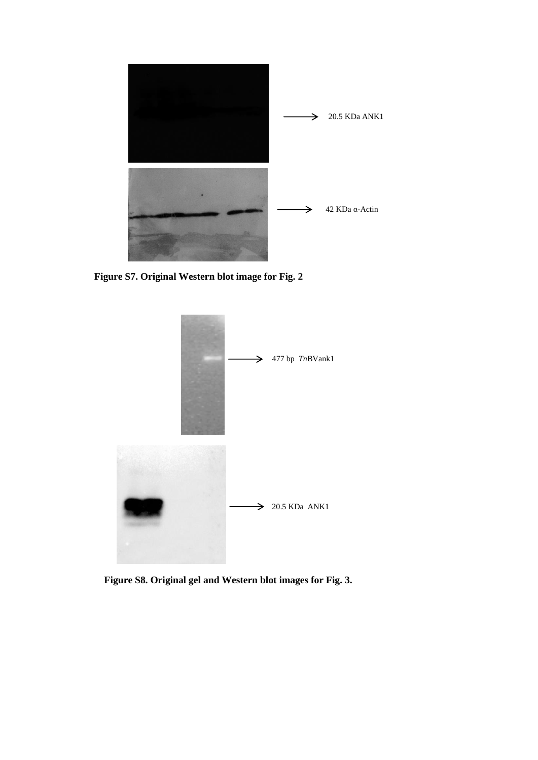20.5 KDa ANK1

42 KDa α-Actin

**Figure S7. Original Western blot image for Fig. 2**

477 bp *Tn*BVank1

20.5 KDa ANK1

**Figure S8. Original gel and Western blot images for Fig. 3.**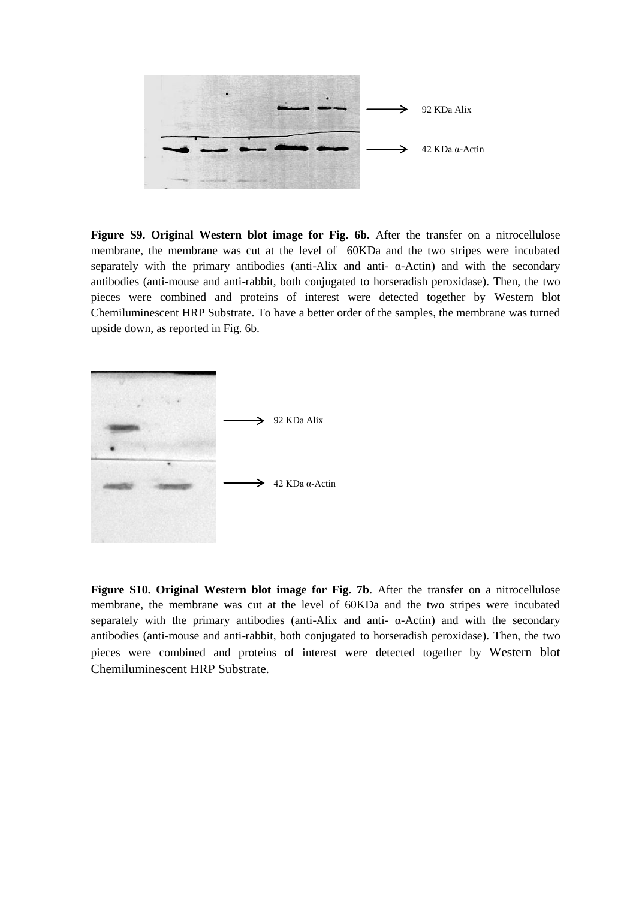92 KDa Alix

42 KDa α-Actin

**Figure S9. Original Western blot image for Fig. 6b.** After the transfer on a nitrocellulose membrane, the membrane was cut at the level of 60KDa and the two stripes were incubated separately with the primary antibodies (anti-Alix and anti- α-Actin) and with the secondary antibodies (anti-mouse and anti-rabbit, both conjugated to horseradish peroxidase). Then, the two pieces were combined and proteins of interest were detected together by Western blot Chemiluminescent HRP Substrate. To have a better order of the samples, the membrane was turned upside down, as reported in Fig. 6b.

92 KDa Alix

42 KDa α-Actin

**Figure S10. Original Western blot image for Fig. 7b**. After the transfer on a nitrocellulose membrane, the membrane was cut at the level of 60KDa and the two stripes were incubated separately with the primary antibodies (anti-Alix and anti- α-Actin) and with the secondary antibodies (anti-mouse and anti-rabbit, both conjugated to horseradish peroxidase). Then, the two pieces were combined and proteins of interest were detected together by Western blot Chemiluminescent HRP Substrate.